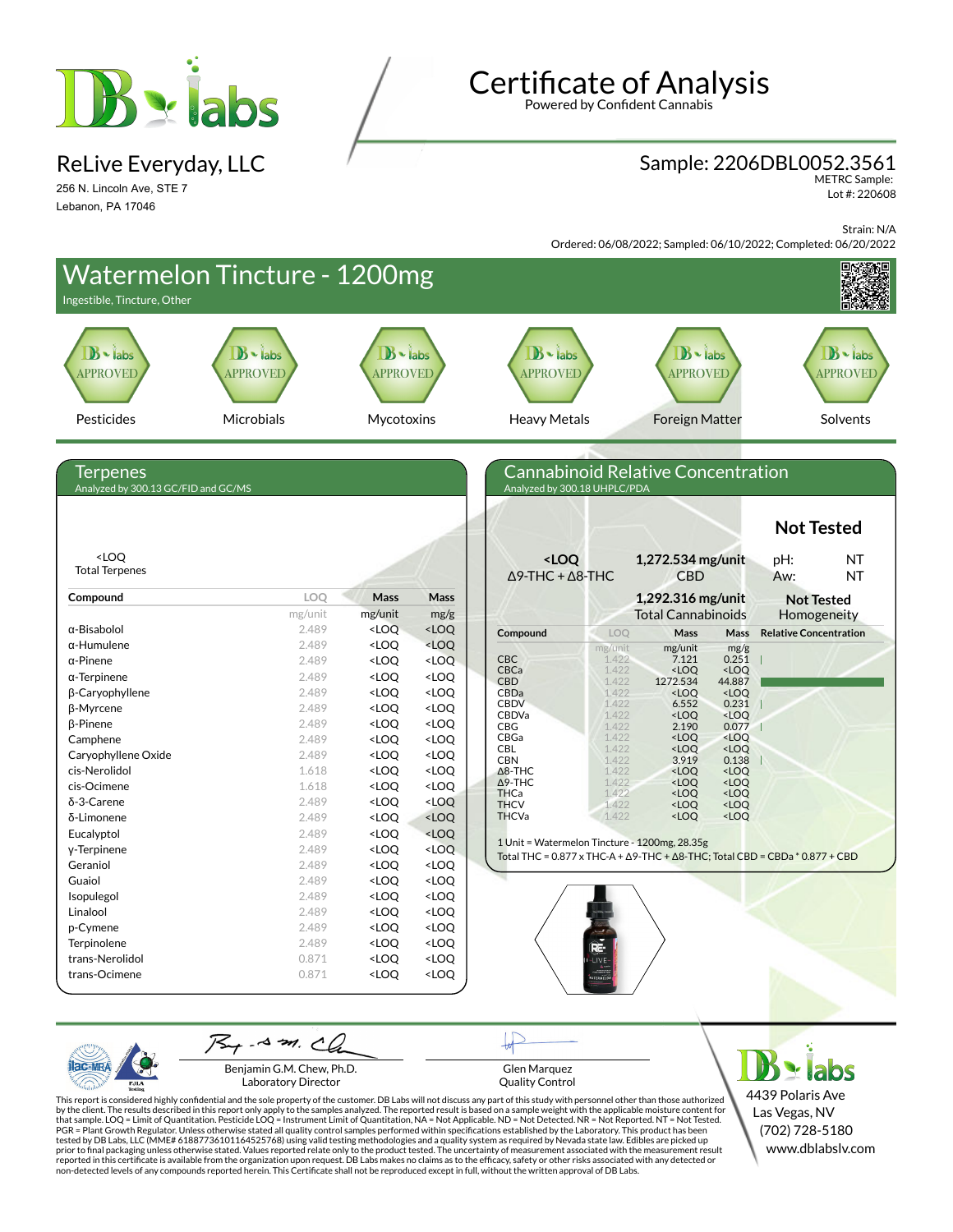# Certificate of Analysis

Powered by Confident Cannabis

**ReLive Everyday, LLC**

256 N. Lincoln Ave, STE 7
Lebanon, PA 17046

**Sample: 2206DBL0052.3561**

METRC Sample:
Lot #: 220608

Strain: N/A

Ordered: 06/08/2022; Sampled: 06/10/2022; Completed: 06/20/2022

## Watermelon Tincture - 1200mg

Ingestible, Tincture, Other

| Pesticides | Microbials | Mycotoxins | Heavy Metals | Foreign Matter | Solvents |
|---|---|---|---|---|---|
| APPROVED | APPROVED | APPROVED | APPROVED | APPROVED | APPROVED |

## Terpenes

Analyzed by 300.13 GC/FID and GC/MS

<LOQ
Total Terpenes

| Compound | LOQ | Mass | Mass |
|---|---|---|---|
| | mg/unit | mg/unit | mg/g |
| α-Bisabolol | 2.489 | <LOQ | <LOQ |
| α-Humulene | 2.489 | <LOQ | <LOQ |
| α-Pinene | 2.489 | <LOQ | <LOQ |
| α-Terpinene | 2.489 | <LOQ | <LOQ |
| β-Caryophyllene | 2.489 | <LOQ | <LOQ |
| β-Myrcene | 2.489 | <LOQ | <LOQ |
| β-Pinene | 2.489 | <LOQ | <LOQ |
| Camphene | 2.489 | <LOQ | <LOQ |
| Caryophyllene Oxide | 2.489 | <LOQ | <LOQ |
| cis-Nerolidol | 1.618 | <LOQ | <LOQ |
| cis-Ocimene | 1.618 | <LOQ | <LOQ |
| δ-3-Carene | 2.489 | <LOQ | <LOQ |
| δ-Limonene | 2.489 | <LOQ | <LOQ |
| Eucalyptol | 2.489 | <LOQ | <LOQ |
| γ-Terpinene | 2.489 | <LOQ | <LOQ |
| Geraniol | 2.489 | <LOQ | <LOQ |
| Guaiol | 2.489 | <LOQ | <LOQ |
| Isopulegol | 2.489 | <LOQ | <LOQ |
| Linalool | 2.489 | <LOQ | <LOQ |
| p-Cymene | 2.489 | <LOQ | <LOQ |
| Terpinolene | 2.489 | <LOQ | <LOQ |
| trans-Nerolidol | 0.871 | <LOQ | <LOQ |
| trans-Ocimene | 0.871 | <LOQ | <LOQ |

## Cannabinoid Relative Concentration

Analyzed by 300.18 UHPLC/PDA

**Not Tested**

| **<LOQ** | **1,272.534 mg/unit** | pH: NT |
|---|---|---|
| Δ9-THC + Δ8-THC | CBD | Aw: NT |
| | **1,292.316 mg/unit** Total Cannabinoids | **Not Tested** Homogeneity |

| Compound | LOQ | Mass | Mass | Relative Concentration |
|---|---|---|---|---|
| | mg/unit | mg/unit | mg/g | |
| CBC | 1.422 | 7.121 | 0.251 | |
| CBCa | 1.422 | <LOQ | <LOQ | |
| CBD | 1.422 | 1272.534 | 44.887 | |
| CBDa | 1.422 | <LOQ | <LOQ | |
| CBDV | 1.422 | 6.552 | 0.231 | |
| CBDVa | 1.422 | <LOQ | <LOQ | |
| CBG | 1.422 | 2.190 | 0.077 | |
| CBGa | 1.422 | <LOQ | <LOQ | |
| CBL | 1.422 | <LOQ | <LOQ | |
| CBN | 1.422 | 3.919 | 0.138 | |
| Δ8-THC | 1.422 | <LOQ | <LOQ | |
| Δ9-THC | 1.422 | <LOQ | <LOQ | |
| THCa | 1.422 | <LOQ | <LOQ | |
| THCV | 1.422 | <LOQ | <LOQ | |
| THCVa | 1.422 | <LOQ | <LOQ | |

1 Unit = Watermelon Tincture - 1200mg, 28.35g
Total THC = 0.877 x THC-A + Δ9-THC + Δ8-THC; Total CBD = CBDa * 0.877 + CBD

Benjamin G.M. Chew, Ph.D.
Laboratory Director

Glen Marquez
Quality Control

4439 Polaris Ave
Las Vegas, NV
(702) 728-5180
www.dblabslv.com

This report is considered highly confidential and the sole property of the customer. DB Labs will not discuss any part of this study with personnel other than those authorized by the client. The results described in this report only apply to the samples analyzed. The reported result is based on a sample weight with the applicable moisture content for that sample. LOQ = Limit of Quantitation. Pesticide LOQ = Instrument Limit of Quantitation, NA = Not Applicable. ND = Not Detected. NR = Not Reported. NT = Not Tested. PGR = Plant Growth Regulator. Unless otherwise stated all quality control samples performed within specifications established by the Laboratory. This product has been tested by DB Labs, LLC (MME# 61887736101164525768) using valid testing methodologies and a quality system as required by Nevada state law. Edibles are picked up prior to final packaging unless otherwise stated. Values reported relate only to the product tested. The uncertainty of measurement associated with the measurement result reported in this certificate is available from the organization upon request. DB Labs makes no claims as to the efficacy, safety or other risks associated with any detected or non-detected levels of any compounds reported herein. This Certificate shall not be reproduced except in full, without the written approval of DB Labs.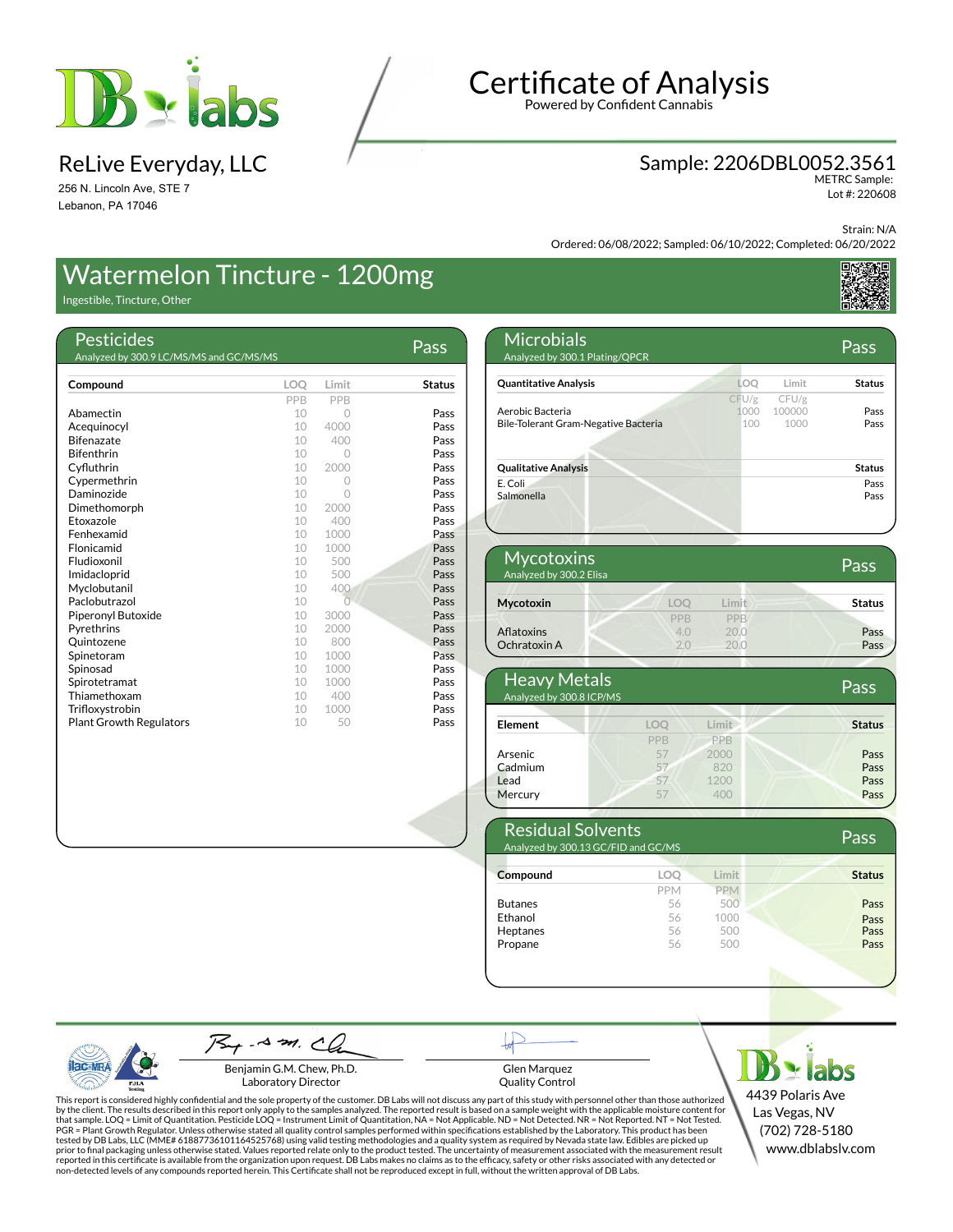# Certificate of Analysis

Powered by Confident Cannabis

## ReLive Everyday, LLC

256 N. Lincoln Ave, STE 7
Lebanon, PA 17046

## Sample: 2206DBL0052.3561

METRC Sample:
Lot #: 220608

Strain: N/A
Ordered: 06/08/2022; Sampled: 06/10/2022; Completed: 06/20/2022

# Watermelon Tincture - 1200mg

Ingestible, Tincture, Other

## Pesticides — Pass

Analyzed by 300.9 LC/MS/MS and GC/MS/MS

| Compound | LOQ | Limit | Status |
|---|---|---|---|
| | PPB | PPB | |
| Abamectin | 10 | 0 | Pass |
| Acequinocyl | 10 | 4000 | Pass |
| Bifenazate | 10 | 400 | Pass |
| Bifenthrin | 10 | 0 | Pass |
| Cyfluthrin | 10 | 2000 | Pass |
| Cypermethrin | 10 | 0 | Pass |
| Daminozide | 10 | 0 | Pass |
| Dimethomorph | 10 | 2000 | Pass |
| Etoxazole | 10 | 400 | Pass |
| Fenhexamid | 10 | 1000 | Pass |
| Flonicamid | 10 | 1000 | Pass |
| Fludioxonil | 10 | 500 | Pass |
| Imidacloprid | 10 | 500 | Pass |
| Myclobutanil | 10 | 400 | Pass |
| Paclobutrazol | 10 | 0 | Pass |
| Piperonyl Butoxide | 10 | 3000 | Pass |
| Pyrethrins | 10 | 2000 | Pass |
| Quintozene | 10 | 800 | Pass |
| Spinetoram | 10 | 1000 | Pass |
| Spinosad | 10 | 1000 | Pass |
| Spirotetramat | 10 | 1000 | Pass |
| Thiamethoxam | 10 | 400 | Pass |
| Trifloxystrobin | 10 | 1000 | Pass |
| Plant Growth Regulators | 10 | 50 | Pass |

## Microbials — Pass

Analyzed by 300.1 Plating/QPCR

| Quantitative Analysis | LOQ | Limit | Status |
|---|---|---|---|
| | CFU/g | CFU/g | |
| Aerobic Bacteria | 1000 | 100000 | Pass |
| Bile-Tolerant Gram-Negative Bacteria | 100 | 1000 | Pass |

| Qualitative Analysis | Status |
|---|---|
| E. Coli | Pass |
| Salmonella | Pass |

## Mycotoxins — Pass

Analyzed by 300.2 Elisa

| Mycotoxin | LOQ | Limit | Status |
|---|---|---|---|
| | PPB | PPB | |
| Aflatoxins | 4.0 | 20.0 | Pass |
| Ochratoxin A | 2.0 | 20.0 | Pass |

## Heavy Metals — Pass

Analyzed by 300.8 ICP/MS

| Element | LOQ | Limit | Status |
|---|---|---|---|
| | PPB | PPB | |
| Arsenic | 57 | 2000 | Pass |
| Cadmium | 57 | 820 | Pass |
| Lead | 57 | 1200 | Pass |
| Mercury | 57 | 400 | Pass |

## Residual Solvents — Pass

Analyzed by 300.13 GC/FID and GC/MS

| Compound | LOQ | Limit | Status |
|---|---|---|---|
| | PPM | PPM | |
| Butanes | 56 | 500 | Pass |
| Ethanol | 56 | 1000 | Pass |
| Heptanes | 56 | 500 | Pass |
| Propane | 56 | 500 | Pass |

Benjamin G.M. Chew, Ph.D.
Laboratory Director

Glen Marquez
Quality Control

This report is considered highly confidential and the sole property of the customer. DB Labs will not discuss any part of this study with personnel other than those authorized by the client. The results described in this report only apply to the samples analyzed. The reported result is based on a sample weight with the applicable moisture content for that sample. LOQ = Limit of Quantitation. Pesticide LOQ = Instrument Limit of Quantitation, NA = Not Applicable. ND = Not Detected. NR = Not Reported. NT = Not Tested. PGR = Plant Growth Regulator. Unless otherwise stated all quality control samples performed within specifications established by the Laboratory. This product has been tested by DB Labs, LLC (MME# 61887736101164525768) using valid testing methodologies and a quality system as required by Nevada state law. Edibles are picked up prior to final packaging unless otherwise stated. Values reported relate only to the product tested. The uncertainty of measurement associated with the measurement result reported in this certificate is available from the organization upon request. DB Labs makes no claims as to the efficacy, safety or other risks associated with any detected or non-detected levels of any compounds reported herein. This Certificate shall not be reproduced except in full, without the written approval of DB Labs.

4439 Polaris Ave
Las Vegas, NV
(702) 728-5180
www.dblabslv.com